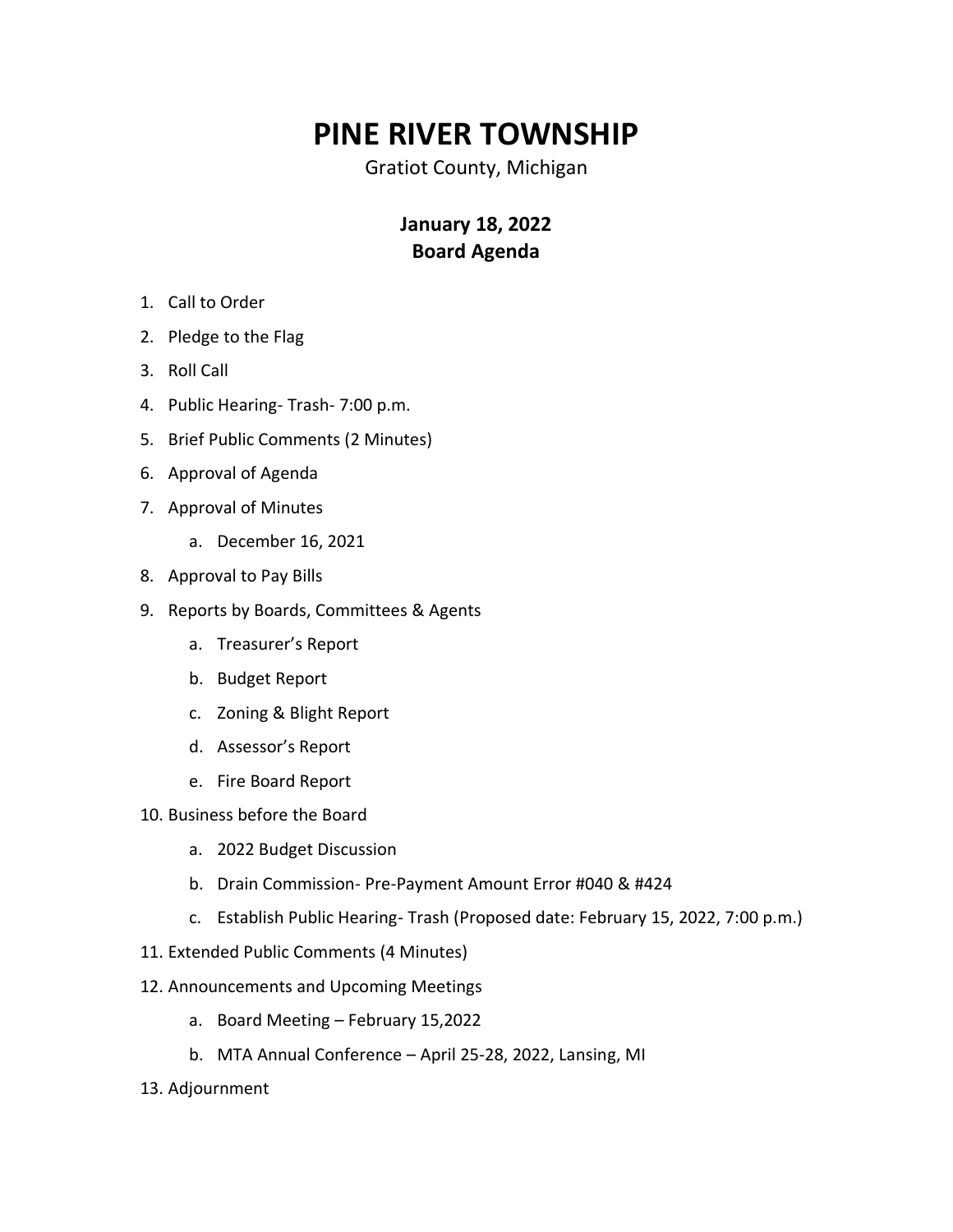# PINE RIVER TOWNSHIP

Gratiot County, Michigan

## January 18, 2022
## Board Agenda

1. Call to Order
2. Pledge to the Flag
3. Roll Call
4. Public Hearing- Trash- 7:00 p.m.
5. Brief Public Comments (2 Minutes)
6. Approval of Agenda
7. Approval of Minutes
    a. December 16, 2021
8. Approval to Pay Bills
9. Reports by Boards, Committees & Agents
    a. Treasurer's Report
    b. Budget Report
    c. Zoning & Blight Report
    d. Assessor's Report
    e. Fire Board Report
10. Business before the Board
    a. 2022 Budget Discussion
    b. Drain Commission- Pre-Payment Amount Error #040 & #424
    c. Establish Public Hearing- Trash (Proposed date: February 15, 2022, 7:00 p.m.)
11. Extended Public Comments (4 Minutes)
12. Announcements and Upcoming Meetings
    a. Board Meeting – February 15,2022
    b. MTA Annual Conference – April 25-28, 2022, Lansing, MI
13. Adjournment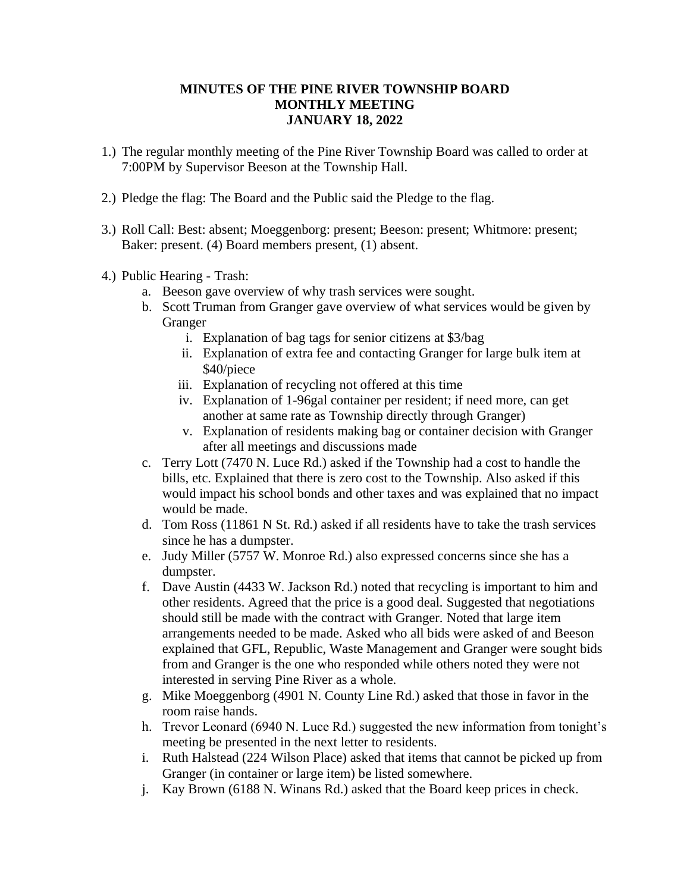**MINUTES OF THE PINE RIVER TOWNSHIP BOARD**
**MONTHLY MEETING**
**JANUARY 18, 2022**

1.) The regular monthly meeting of the Pine River Township Board was called to order at 7:00PM by Supervisor Beeson at the Township Hall.

2.) Pledge the flag: The Board and the Public said the Pledge to the flag.

3.) Roll Call: Best: absent; Moeggenborg: present; Beeson: present; Whitmore: present; Baker: present. (4) Board members present, (1) absent.

4.) Public Hearing - Trash:
   a. Beeson gave overview of why trash services were sought.
   b. Scott Truman from Granger gave overview of what services would be given by Granger
      i. Explanation of bag tags for senior citizens at $3/bag
      ii. Explanation of extra fee and contacting Granger for large bulk item at $40/piece
      iii. Explanation of recycling not offered at this time
      iv. Explanation of 1-96gal container per resident; if need more, can get another at same rate as Township directly through Granger)
      v. Explanation of residents making bag or container decision with Granger after all meetings and discussions made
   c. Terry Lott (7470 N. Luce Rd.) asked if the Township had a cost to handle the bills, etc. Explained that there is zero cost to the Township. Also asked if this would impact his school bonds and other taxes and was explained that no impact would be made.
   d. Tom Ross (11861 N St. Rd.) asked if all residents have to take the trash services since he has a dumpster.
   e. Judy Miller (5757 W. Monroe Rd.) also expressed concerns since she has a dumpster.
   f. Dave Austin (4433 W. Jackson Rd.) noted that recycling is important to him and other residents. Agreed that the price is a good deal. Suggested that negotiations should still be made with the contract with Granger. Noted that large item arrangements needed to be made. Asked who all bids were asked of and Beeson explained that GFL, Republic, Waste Management and Granger were sought bids from and Granger is the one who responded while others noted they were not interested in serving Pine River as a whole.
   g. Mike Moeggenborg (4901 N. County Line Rd.) asked that those in favor in the room raise hands.
   h. Trevor Leonard (6940 N. Luce Rd.) suggested the new information from tonight's meeting be presented in the next letter to residents.
   i. Ruth Halstead (224 Wilson Place) asked that items that cannot be picked up from Granger (in container or large item) be listed somewhere.
   j. Kay Brown (6188 N. Winans Rd.) asked that the Board keep prices in check.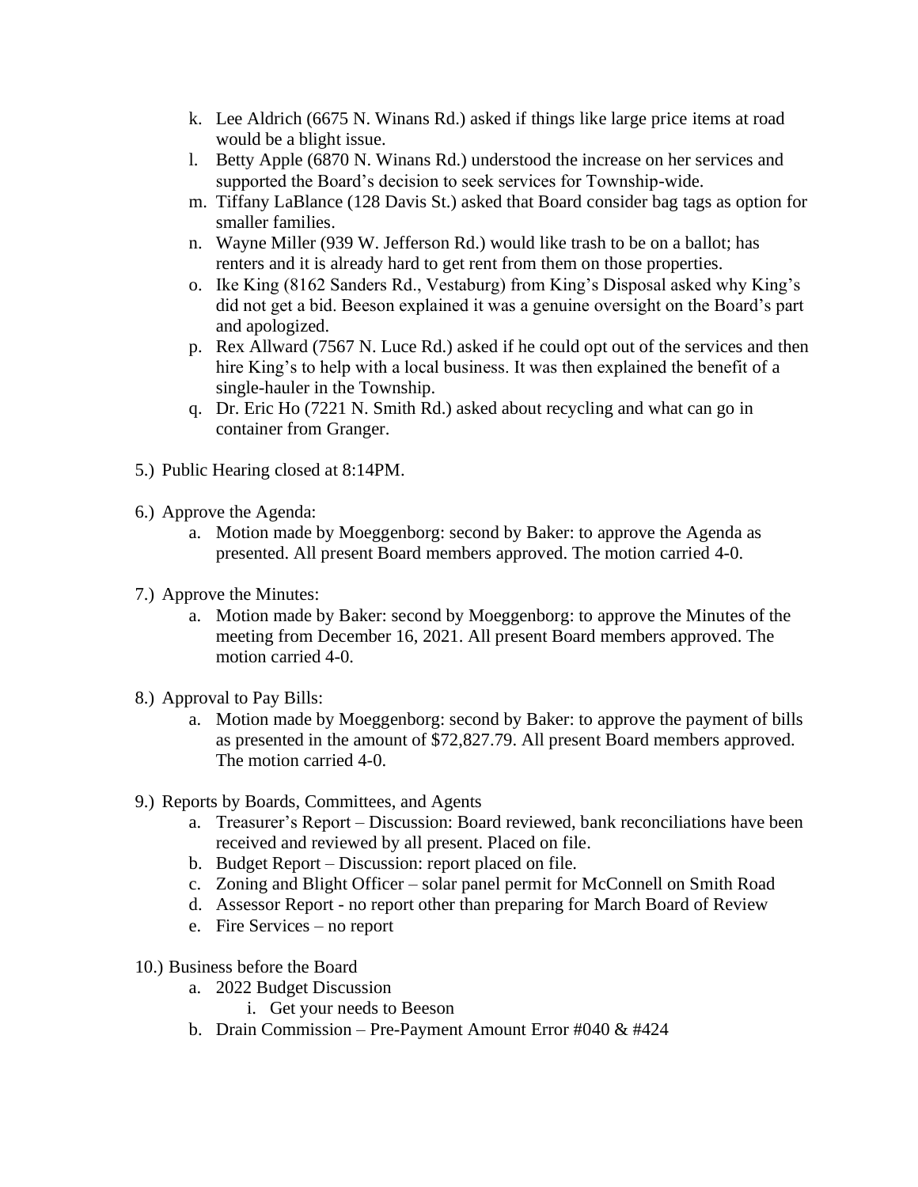k. Lee Aldrich (6675 N. Winans Rd.) asked if things like large price items at road would be a blight issue.

l. Betty Apple (6870 N. Winans Rd.) understood the increase on her services and supported the Board's decision to seek services for Township-wide.

m. Tiffany LaBlance (128 Davis St.) asked that Board consider bag tags as option for smaller families.

n. Wayne Miller (939 W. Jefferson Rd.) would like trash to be on a ballot; has renters and it is already hard to get rent from them on those properties.

o. Ike King (8162 Sanders Rd., Vestaburg) from King's Disposal asked why King's did not get a bid. Beeson explained it was a genuine oversight on the Board's part and apologized.

p. Rex Allward (7567 N. Luce Rd.) asked if he could opt out of the services and then hire King's to help with a local business. It was then explained the benefit of a single-hauler in the Township.

q. Dr. Eric Ho (7221 N. Smith Rd.) asked about recycling and what can go in container from Granger.

5.) Public Hearing closed at 8:14PM.

6.) Approve the Agenda:

   a. Motion made by Moeggenborg: second by Baker: to approve the Agenda as presented. All present Board members approved. The motion carried 4-0.

7.) Approve the Minutes:

   a. Motion made by Baker: second by Moeggenborg: to approve the Minutes of the meeting from December 16, 2021. All present Board members approved. The motion carried 4-0.

8.) Approval to Pay Bills:

   a. Motion made by Moeggenborg: second by Baker: to approve the payment of bills as presented in the amount of $72,827.79. All present Board members approved. The motion carried 4-0.

9.) Reports by Boards, Committees, and Agents

   a. Treasurer's Report – Discussion: Board reviewed, bank reconciliations have been received and reviewed by all present. Placed on file.
   b. Budget Report – Discussion: report placed on file.
   c. Zoning and Blight Officer – solar panel permit for McConnell on Smith Road
   d. Assessor Report - no report other than preparing for March Board of Review
   e. Fire Services – no report

10.) Business before the Board

   a. 2022 Budget Discussion
      i. Get your needs to Beeson
   b. Drain Commission – Pre-Payment Amount Error #040 & #424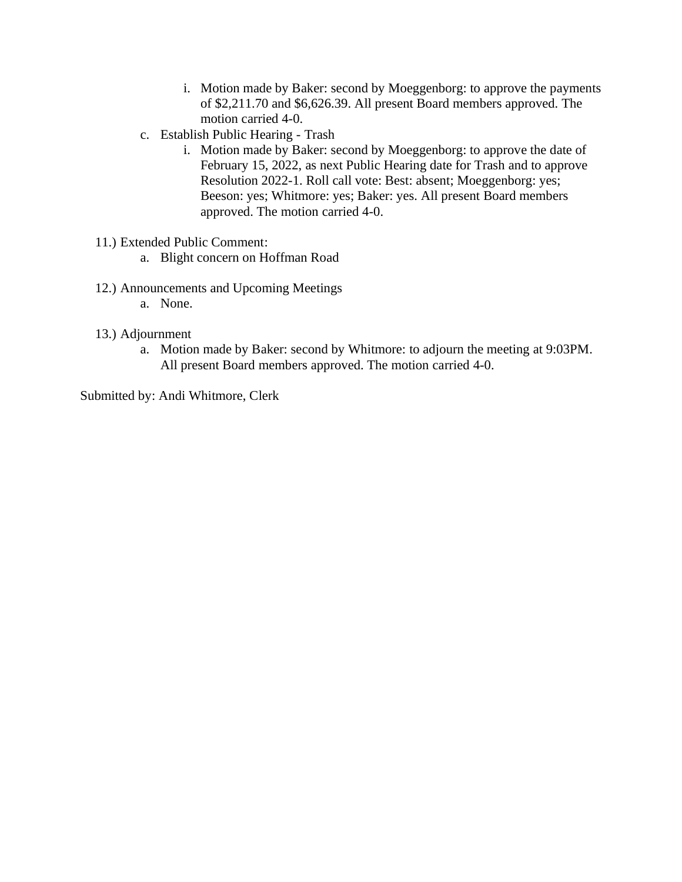i. Motion made by Baker: second by Moeggenborg: to approve the payments of $2,211.70 and $6,626.39. All present Board members approved. The motion carried 4-0.

c. Establish Public Hearing - Trash

   i. Motion made by Baker: second by Moeggenborg: to approve the date of February 15, 2022, as next Public Hearing date for Trash and to approve Resolution 2022-1. Roll call vote: Best: absent; Moeggenborg: yes; Beeson: yes; Whitmore: yes; Baker: yes. All present Board members approved. The motion carried 4-0.

11.) Extended Public Comment:

   a. Blight concern on Hoffman Road

12.) Announcements and Upcoming Meetings

   a. None.

13.) Adjournment

   a. Motion made by Baker: second by Whitmore: to adjourn the meeting at 9:03PM. All present Board members approved. The motion carried 4-0.

Submitted by: Andi Whitmore, Clerk